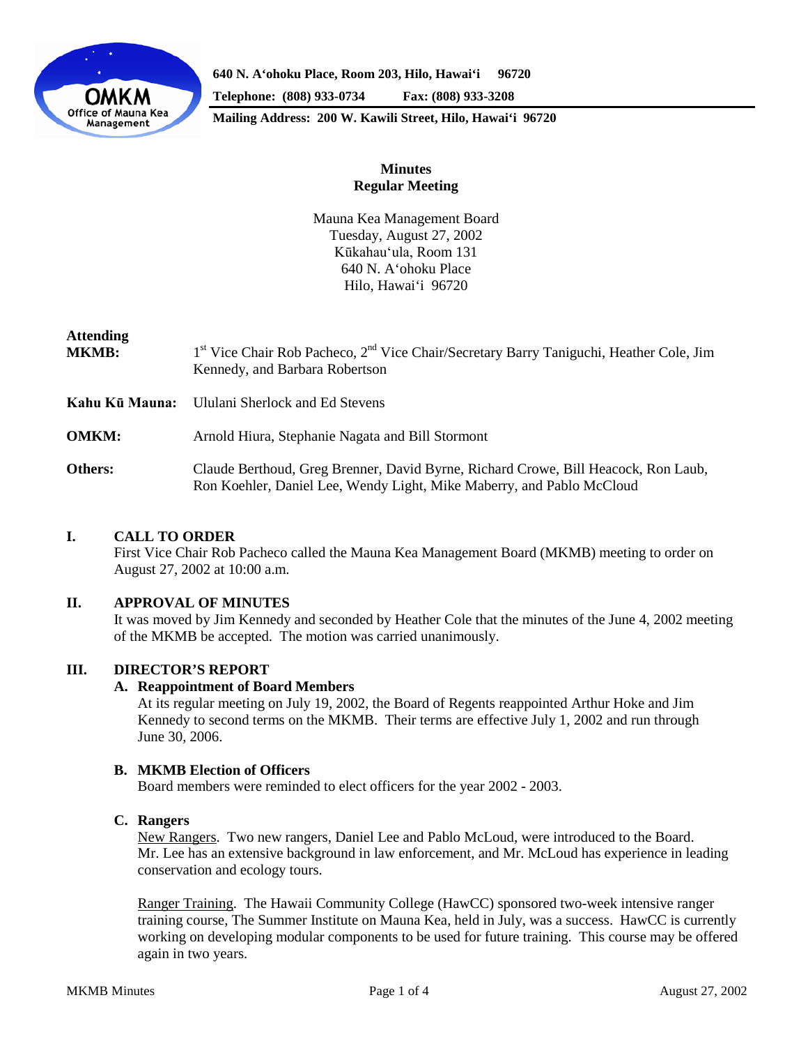640 N. A'ohoku Place, Room 203, Hilo, Hawai'i 96720

Telephone: (808) 933-0734 Fax: (808) 933-3208

Mailing Address: 200 W. Kawili Street, Hilo, Hawai'i 96720

# Minutes
## Regular Meeting

Mauna Kea Management Board
Tuesday, August 27, 2002
Kūkahau'ula, Room 131
640 N. A'ohoku Place
Hilo, Hawai'i 96720

**Attending**

**MKMB:** 1st Vice Chair Rob Pacheco, 2nd Vice Chair/Secretary Barry Taniguchi, Heather Cole, Jim Kennedy, and Barbara Robertson

**Kahu Kū Mauna:** Ululani Sherlock and Ed Stevens

**OMKM:** Arnold Hiura, Stephanie Nagata and Bill Stormont

**Others:** Claude Berthoud, Greg Brenner, David Byrne, Richard Crowe, Bill Heacock, Ron Laub, Ron Koehler, Daniel Lee, Wendy Light, Mike Maberry, and Pablo McCloud

## I. CALL TO ORDER

First Vice Chair Rob Pacheco called the Mauna Kea Management Board (MKMB) meeting to order on August 27, 2002 at 10:00 a.m.

## II. APPROVAL OF MINUTES

It was moved by Jim Kennedy and seconded by Heather Cole that the minutes of the June 4, 2002 meeting of the MKMB be accepted. The motion was carried unanimously.

## III. DIRECTOR'S REPORT

### A. Reappointment of Board Members

At its regular meeting on July 19, 2002, the Board of Regents reappointed Arthur Hoke and Jim Kennedy to second terms on the MKMB. Their terms are effective July 1, 2002 and run through June 30, 2006.

### B. MKMB Election of Officers

Board members were reminded to elect officers for the year 2002 - 2003.

### C. Rangers

New Rangers. Two new rangers, Daniel Lee and Pablo McLoud, were introduced to the Board. Mr. Lee has an extensive background in law enforcement, and Mr. McLoud has experience in leading conservation and ecology tours.

Ranger Training. The Hawaii Community College (HawCC) sponsored two-week intensive ranger training course, The Summer Institute on Mauna Kea, held in July, was a success. HawCC is currently working on developing modular components to be used for future training. This course may be offered again in two years.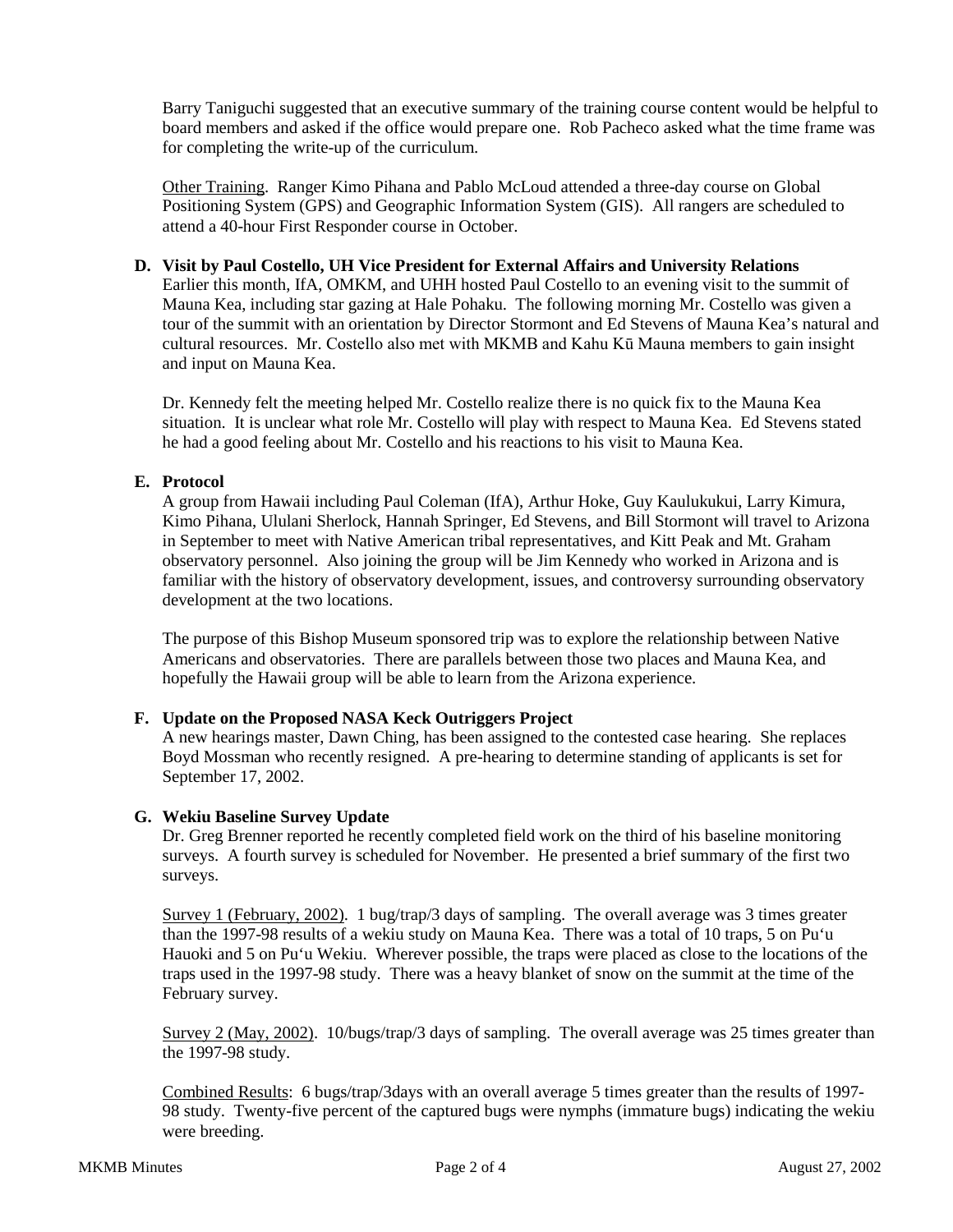Barry Taniguchi suggested that an executive summary of the training course content would be helpful to board members and asked if the office would prepare one. Rob Pacheco asked what the time frame was for completing the write-up of the curriculum.

Other Training. Ranger Kimo Pihana and Pablo McLoud attended a three-day course on Global Positioning System (GPS) and Geographic Information System (GIS). All rangers are scheduled to attend a 40-hour First Responder course in October.

**D. Visit by Paul Costello, UH Vice President for External Affairs and University Relations**

Earlier this month, IfA, OMKM, and UHH hosted Paul Costello to an evening visit to the summit of Mauna Kea, including star gazing at Hale Pohaku. The following morning Mr. Costello was given a tour of the summit with an orientation by Director Stormont and Ed Stevens of Mauna Kea's natural and cultural resources. Mr. Costello also met with MKMB and Kahu Kū Mauna members to gain insight and input on Mauna Kea.

Dr. Kennedy felt the meeting helped Mr. Costello realize there is no quick fix to the Mauna Kea situation. It is unclear what role Mr. Costello will play with respect to Mauna Kea. Ed Stevens stated he had a good feeling about Mr. Costello and his reactions to his visit to Mauna Kea.

**E. Protocol**

A group from Hawaii including Paul Coleman (IfA), Arthur Hoke, Guy Kaulukukui, Larry Kimura, Kimo Pihana, Ululani Sherlock, Hannah Springer, Ed Stevens, and Bill Stormont will travel to Arizona in September to meet with Native American tribal representatives, and Kitt Peak and Mt. Graham observatory personnel. Also joining the group will be Jim Kennedy who worked in Arizona and is familiar with the history of observatory development, issues, and controversy surrounding observatory development at the two locations.

The purpose of this Bishop Museum sponsored trip was to explore the relationship between Native Americans and observatories. There are parallels between those two places and Mauna Kea, and hopefully the Hawaii group will be able to learn from the Arizona experience.

**F. Update on the Proposed NASA Keck Outriggers Project**

A new hearings master, Dawn Ching, has been assigned to the contested case hearing. She replaces Boyd Mossman who recently resigned. A pre-hearing to determine standing of applicants is set for September 17, 2002.

**G. Wekiu Baseline Survey Update**

Dr. Greg Brenner reported he recently completed field work on the third of his baseline monitoring surveys. A fourth survey is scheduled for November. He presented a brief summary of the first two surveys.

Survey 1 (February, 2002). 1 bug/trap/3 days of sampling. The overall average was 3 times greater than the 1997-98 results of a wekiu study on Mauna Kea. There was a total of 10 traps, 5 on Pu'u Hauoki and 5 on Pu'u Wekiu. Wherever possible, the traps were placed as close to the locations of the traps used in the 1997-98 study. There was a heavy blanket of snow on the summit at the time of the February survey.

Survey 2 (May, 2002). 10/bugs/trap/3 days of sampling. The overall average was 25 times greater than the 1997-98 study.

Combined Results: 6 bugs/trap/3days with an overall average 5 times greater than the results of 1997-98 study. Twenty-five percent of the captured bugs were nymphs (immature bugs) indicating the wekiu were breeding.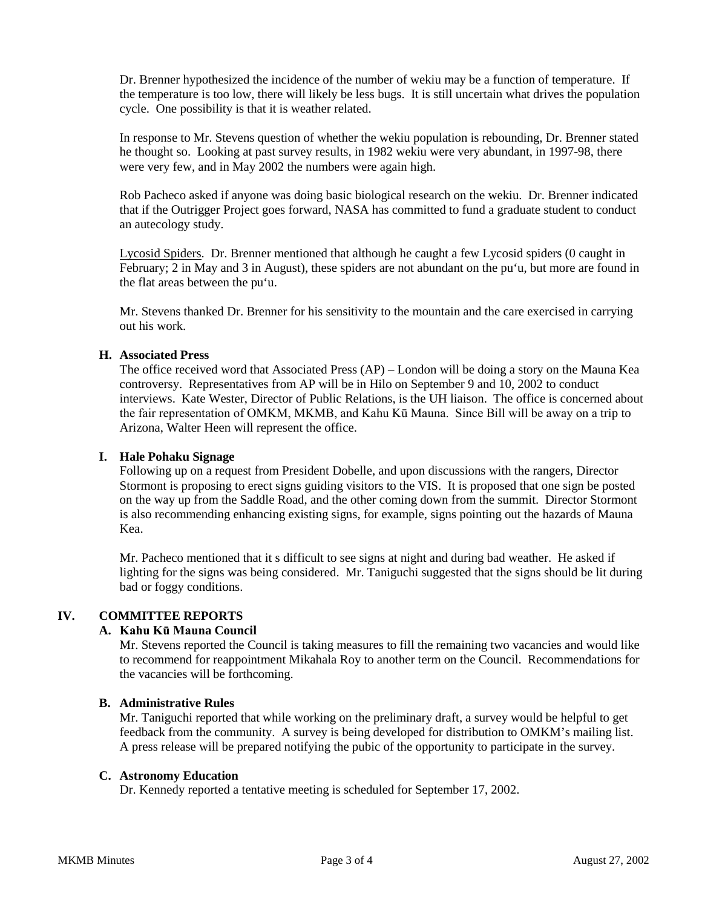Dr. Brenner hypothesized the incidence of the number of wekiu may be a function of temperature. If the temperature is too low, there will likely be less bugs. It is still uncertain what drives the population cycle. One possibility is that it is weather related.

In response to Mr. Stevens question of whether the wekiu population is rebounding, Dr. Brenner stated he thought so. Looking at past survey results, in 1982 wekiu were very abundant, in 1997-98, there were very few, and in May 2002 the numbers were again high.

Rob Pacheco asked if anyone was doing basic biological research on the wekiu. Dr. Brenner indicated that if the Outrigger Project goes forward, NASA has committed to fund a graduate student to conduct an autecology study.

Lycosid Spiders. Dr. Brenner mentioned that although he caught a few Lycosid spiders (0 caught in February; 2 in May and 3 in August), these spiders are not abundant on the pu'u, but more are found in the flat areas between the pu'u.

Mr. Stevens thanked Dr. Brenner for his sensitivity to the mountain and the care exercised in carrying out his work.

**H. Associated Press**

The office received word that Associated Press (AP) – London will be doing a story on the Mauna Kea controversy. Representatives from AP will be in Hilo on September 9 and 10, 2002 to conduct interviews. Kate Wester, Director of Public Relations, is the UH liaison. The office is concerned about the fair representation of OMKM, MKMB, and Kahu Kū Mauna. Since Bill will be away on a trip to Arizona, Walter Heen will represent the office.

**I. Hale Pohaku Signage**

Following up on a request from President Dobelle, and upon discussions with the rangers, Director Stormont is proposing to erect signs guiding visitors to the VIS. It is proposed that one sign be posted on the way up from the Saddle Road, and the other coming down from the summit. Director Stormont is also recommending enhancing existing signs, for example, signs pointing out the hazards of Mauna Kea.

Mr. Pacheco mentioned that it s difficult to see signs at night and during bad weather. He asked if lighting for the signs was being considered. Mr. Taniguchi suggested that the signs should be lit during bad or foggy conditions.

## IV. COMMITTEE REPORTS

**A. Kahu Kū Mauna Council**

Mr. Stevens reported the Council is taking measures to fill the remaining two vacancies and would like to recommend for reappointment Mikahala Roy to another term on the Council. Recommendations for the vacancies will be forthcoming.

**B. Administrative Rules**

Mr. Taniguchi reported that while working on the preliminary draft, a survey would be helpful to get feedback from the community. A survey is being developed for distribution to OMKM's mailing list. A press release will be prepared notifying the pubic of the opportunity to participate in the survey.

**C. Astronomy Education**

Dr. Kennedy reported a tentative meeting is scheduled for September 17, 2002.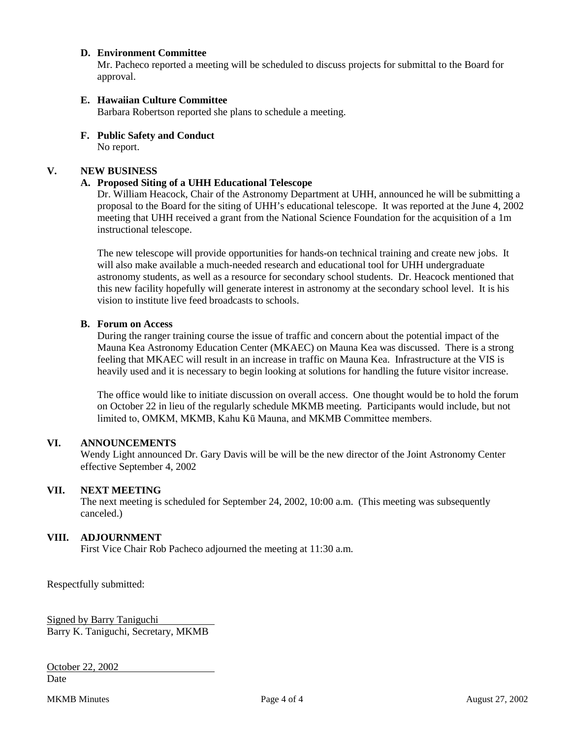**D. Environment Committee**

Mr. Pacheco reported a meeting will be scheduled to discuss projects for submittal to the Board for approval.

**E. Hawaiian Culture Committee**

Barbara Robertson reported she plans to schedule a meeting.

**F. Public Safety and Conduct**

No report.

## V. NEW BUSINESS

**A. Proposed Siting of a UHH Educational Telescope**

Dr. William Heacock, Chair of the Astronomy Department at UHH, announced he will be submitting a proposal to the Board for the siting of UHH's educational telescope. It was reported at the June 4, 2002 meeting that UHH received a grant from the National Science Foundation for the acquisition of a 1m instructional telescope.

The new telescope will provide opportunities for hands-on technical training and create new jobs. It will also make available a much-needed research and educational tool for UHH undergraduate astronomy students, as well as a resource for secondary school students. Dr. Heacock mentioned that this new facility hopefully will generate interest in astronomy at the secondary school level. It is his vision to institute live feed broadcasts to schools.

**B. Forum on Access**

During the ranger training course the issue of traffic and concern about the potential impact of the Mauna Kea Astronomy Education Center (MKAEC) on Mauna Kea was discussed. There is a strong feeling that MKAEC will result in an increase in traffic on Mauna Kea. Infrastructure at the VIS is heavily used and it is necessary to begin looking at solutions for handling the future visitor increase.

The office would like to initiate discussion on overall access. One thought would be to hold the forum on October 22 in lieu of the regularly schedule MKMB meeting. Participants would include, but not limited to, OMKM, MKMB, Kahu Kū Mauna, and MKMB Committee members.

## VI. ANNOUNCEMENTS

Wendy Light announced Dr. Gary Davis will be will be the new director of the Joint Astronomy Center effective September 4, 2002

## VII. NEXT MEETING

The next meeting is scheduled for September 24, 2002, 10:00 a.m. (This meeting was subsequently canceled.)

## VIII. ADJOURNMENT

First Vice Chair Rob Pacheco adjourned the meeting at 11:30 a.m.

Respectfully submitted:

Signed by Barry Taniguchi
Barry K. Taniguchi, Secretary, MKMB

October 22, 2002
Date